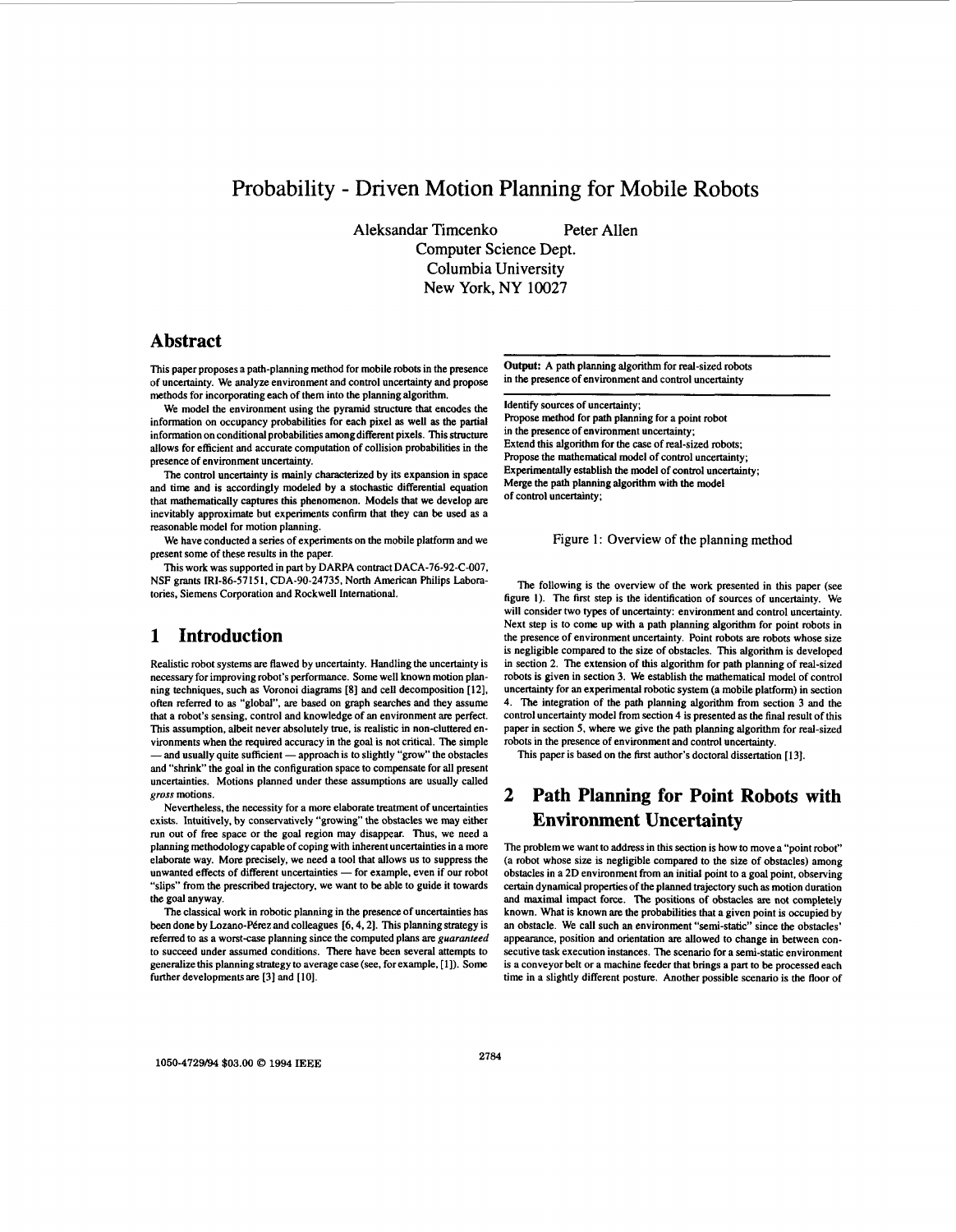# Probability - Driven Motion Planning for Mobile Robots

Aleksandar Timcenko  Peter Allen
Computer Science Dept.
Columbia University
New York, NY 10027

## Abstract

This paper proposes a path-planning method for mobile robots in the presence of uncertainty. We analyze environment and control uncertainty and propose methods for incorporating each of them into the planning algorithm.

We model the environment using the pyramid structure that encodes the information on occupancy probabilities for each pixel as well as the partial information on conditional probabilities among different pixels. This structure allows for efficient and accurate computation of collision probabilities in the presence of environment uncertainty.

The control uncertainty is mainly characterized by its expansion in space and time and is accordingly modeled by a stochastic differential equation that mathematically captures this phenomenon. Models that we develop are inevitably approximate but experiments confirm that they can be used as a reasonable model for motion planning.

We have conducted a series of experiments on the mobile platform and we present some of these results in the paper.

This work was supported in part by DARPA contract DACA-76-92-C-007, NSF grants IRI-86-57151, CDA-90-24735, North American Philips Laboratories, Siemens Corporation and Rockwell International.

## 1 Introduction

Realistic robot systems are flawed by uncertainty. Handling the uncertainty is necessary for improving robot's performance. Some well known motion planning techniques, such as Voronoi diagrams [8] and cell decomposition [12], often referred to as "global", are based on graph searches and they assume that a robot's sensing, control and knowledge of an environment are perfect. This assumption, albeit never absolutely true, is realistic in non-cluttered environments when the required accuracy in the goal is not critical. The simple — and usually quite sufficient — approach is to slightly "grow" the obstacles and "shrink" the goal in the configuration space to compensate for all present uncertainties. Motions planned under these assumptions are usually called *gross* motions.

Nevertheless, the necessity for a more elaborate treatment of uncertainties exists. Intuitively, by conservatively "growing" the obstacles we may either run out of free space or the goal region may disappear. Thus, we need a planning methodology capable of coping with inherent uncertainties in a more elaborate way. More precisely, we need a tool that allows us to suppress the unwanted effects of different uncertainties — for example, even if our robot "slips" from the prescribed trajectory, we want to be able to guide it towards the goal anyway.

The classical work in robotic planning in the presence of uncertainties has been done by Lozano-Pérez and colleagues [6, 4, 2]. This planning strategy is referred to as a worst-case planning since the computed plans are *guaranteed* to succeed under assumed conditions. There have been several attempts to generalize this planning strategy to average case (see, for example, [1]). Some further developments are [3] and [10].

---

**Output:** A path planning algorithm for real-sized robots in the presence of environment and control uncertainty

---

Identify sources of uncertainty;
Propose method for path planning for a point robot in the presence of environment uncertainty;
Extend this algorithm for the case of real-sized robots;
Propose the mathematical model of control uncertainty;
Experimentally establish the model of control uncertainty;
Merge the path planning algorithm with the model of control uncertainty;

Figure 1: Overview of the planning method

The following is the overview of the work presented in this paper (see figure 1). The first step is the identification of sources of uncertainty. We will consider two types of uncertainty: environment and control uncertainty. Next step is to come up with a path planning algorithm for point robots in the presence of environment uncertainty. Point robots are robots whose size is negligible compared to the size of obstacles. This algorithm is developed in section 2. The extension of this algorithm for path planning of real-sized robots is given in section 3. We establish the mathematical model of control uncertainty for an experimental robotic system (a mobile platform) in section 4. The integration of the path planning algorithm from section 3 and the control uncertainty model from section 4 is presented as the final result of this paper in section 5, where we give the path planning algorithm for real-sized robots in the presence of environment and control uncertainty.

This paper is based on the first author's doctoral dissertation [13].

## 2 Path Planning for Point Robots with Environment Uncertainty

The problem we want to address in this section is how to move a "point robot" (a robot whose size is negligible compared to the size of obstacles) among obstacles in a 2D environment from an initial point to a goal point, observing certain dynamical properties of the planned trajectory such as motion duration and maximal impact force. The positions of obstacles are not completely known. What is known are the probabilities that a given point is occupied by an obstacle. We call such an environment "semi-static" since the obstacles' appearance, position and orientation are allowed to change in between consecutive task execution instances. The scenario for a semi-static environment is a conveyor belt or a machine feeder that brings a part to be processed each time in a slightly different posture. Another possible scenario is the floor of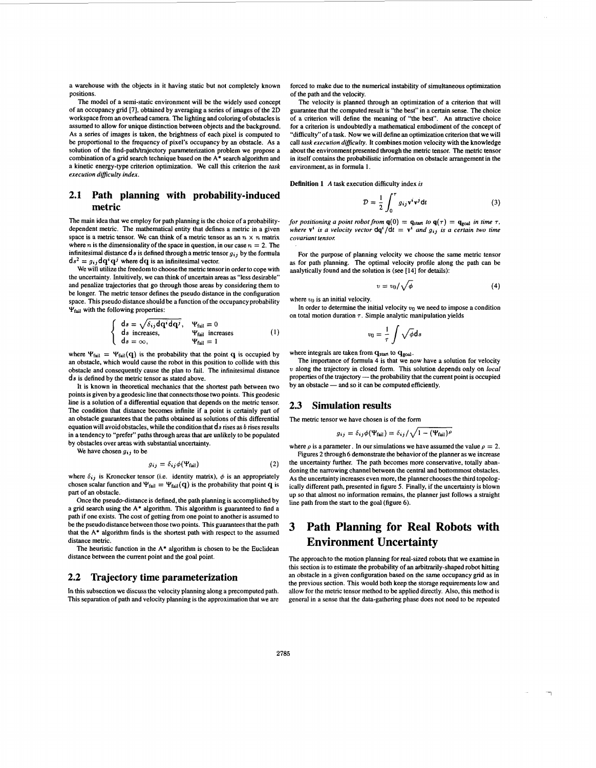a warehouse with the objects in it having static but not completely known positions.

The model of a semi-static environment will be the widely used concept of an occupancy grid [7], obtained by averaging a series of images of the 2D workspace from an overhead camera. The lighting and coloring of obstacles is assumed to allow for unique distinction between objects and the background. As a series of images is taken, the brightness of each pixel is computed to be proportional to the frequency of pixel's occupancy by an obstacle. As a solution of the find-path/trajectory parameterization problem we propose a combination of a grid search technique based on the A* search algorithm and a kinetic energy-type criterion optimization. We call this criterion the *task execution difficulty index*.

## 2.1 Path planning with probability-induced metric

The main idea that we employ for path planning is the choice of a probability-dependent metric. The mathematical entity that defines a metric in a given space is a metric tensor. We can think of a metric tensor as an $n \times n$ matrix where $n$ is the dimensionality of the space in question, in our case $n = 2$. The infinitesimal distance $\mathrm{d}s$ is defined through a metric tensor $g_{ij}$ by the formula $\mathrm{d}s^2 = g_{ij}\mathrm{d}\mathbf{q}^i\mathbf{q}^j$ where $\mathrm{d}\mathbf{q}$ is an infinitesimal vector.

We will utilize the freedom to choose the metric tensor in order to cope with the uncertainty. Intuitively, we can think of uncertain areas as "less desirable" and penalize trajectories that go through those areas by considering them to be longer. The metric tensor defines the pseudo distance in the configuration space. This pseudo distance should be a function of the occupancy probability $\Psi_{\text{fail}}$ with the following properties:

$$\begin{cases} \mathrm{d}s = \sqrt{\delta_{ij}\mathrm{d}\mathbf{q}^i\mathrm{d}\mathbf{q}^j}, & \Psi_{\text{fail}} = 0 \\ \mathrm{d}s \text{ increases}, & \Psi_{\text{fail}} \text{ increases} \\ \mathrm{d}s = \infty, & \Psi_{\text{fail}} = 1 \end{cases} \tag{1}$$

where $\Psi_{\text{fail}} = \Psi_{\text{fail}}(\mathbf{q})$ is the probability that the point $\mathbf{q}$ is occupied by an obstacle, which would cause the robot in this position to collide with this obstacle and consequently cause the plan to fail. The infinitesimal distance $\mathrm{d}s$ is defined by the metric tensor as stated above.

It is known in theoretical mechanics that the shortest path between two points is given by a geodesic line that connects those two points. This geodesic line is a solution of a differential equation that depends on the metric tensor. The condition that distance becomes infinite if a point is certainly part of an obstacle guarantees that the paths obtained as solutions of this differential equation will avoid obstacles, while the condition that $\mathrm{d}s$ rises as $b$ rises results in a tendency to "prefer" paths through areas that are unlikely to be populated by obstacles over areas with substantial uncertainty.

We have chosen $g_{ij}$ to be

$$g_{ij} = \delta_{ij}\phi(\Psi_{\text{fail}}) \tag{2}$$

where $\delta_{ij}$ is Kronecker tensor (i.e. identity matrix), $\phi$ is an appropriately chosen scalar function and $\Psi_{\text{fail}} = \Psi_{\text{fail}}(\mathbf{q})$ is the probability that point $\mathbf{q}$ is part of an obstacle.

Once the pseudo-distance is defined, the path planning is accomplished by a grid search using the A* algorithm. This algorithm is guaranteed to find a path if one exists. The cost of getting from one point to another is assumed to be the pseudo distance between those two points. This guarantees that the path that the A* algorithm finds is the shortest path with respect to the assumed distance metric.

The heuristic function in the A* algorithm is chosen to be the Euclidean distance between the current point and the goal point.

## 2.2 Trajectory time parameterization

In this subsection we discuss the velocity planning along a precomputed path. This separation of path and velocity planning is the approximation that we are forced to make due to the numerical instability of simultaneous optimization of the path and the velocity.

The velocity is planned through an optimization of a criterion that will guarantee that the computed result is "the best" in a certain sense. The choice of a criterion will define the meaning of "the best". An attractive choice for a criterion is undoubtedly a mathematical embodiment of the concept of "difficulty" of a task. Now we will define an optimization criterion that we will call *task execution difficulty*. It combines motion velocity with the knowledge about the environment presented through the metric tensor. The metric tensor in itself contains the probabilistic information on obstacle arrangement in the environment, as in formula 1.

**Definition 1** *A task execution difficulty index is*

$$\mathcal{D} = \frac{1}{2}\int_0^\tau g_{ij}\mathbf{v}^i\mathbf{v}^j\mathrm{d}t \tag{3}$$

*for positioning a point robot from $\mathbf{q}(0) = \mathbf{q}_{\text{start}}$ to $\mathbf{q}(\tau) = \mathbf{q}_{\text{goal}}$ in time $\tau$, where $\mathbf{v}^i$ is a velocity vector $\mathrm{d}\mathbf{q}^i/\mathrm{d}t = \mathbf{v}^i$ and $g_{ij}$ is a certain two time covariant tensor.*

For the purpose of planning velocity we choose the same metric tensor as for path planning. The optimal velocity profile along the path can be analytically found and the solution is (see [14] for details):

$$v = v_0/\sqrt{\phi} \tag{4}$$

where $v_0$ is an initial velocity.

In order to determine the initial velocity $v_0$ we need to impose a condition on total motion duration $\tau$. Simple analytic manipulation yields

$$v_0 = \frac{1}{\tau}\int \sqrt{\phi}\mathrm{d}s$$

where integrals are taken from $\mathbf{q}_{\text{start}}$ to $\mathbf{q}_{\text{goal}}$.

The importance of formula 4 is that we now have a solution for velocity $v$ along the trajectory in closed form. This solution depends only on *local* properties of the trajectory — the probability that the current point is occupied by an obstacle — and so it can be computed efficiently.

## 2.3 Simulation results

The metric tensor we have chosen is of the form

$$g_{ij} = \delta_{ij}\phi(\Psi_{\text{fail}}) = \delta_{ij}/\sqrt{1 - (\Psi_{\text{fail}})^\rho}$$

where $\rho$ is a parameter. In our simulations we have assumed the value $\rho = 2$.

Figures 2 through 6 demonstrate the behavior of the planner as we increase the uncertainty further. The path becomes more conservative, totally abandoning the narrowing channel between the central and bottommost obstacles. As the uncertainty increases even more, the planner chooses the third topologically different path, presented in figure 5. Finally, if the uncertainty is blown up so that almost no information remains, the planner just follows a straight line path from the start to the goal (figure 6).

# 3 Path Planning for Real Robots with Environment Uncertainty

The approach to the motion planning for real-sized robots that we examine in this section is to estimate the probability of an arbitrarily-shaped robot hitting an obstacle in a given configuration based on the same occupancy grid as in the previous section. This would both keep the storage requirements low and allow for the metric tensor method to be applied directly. Also, this method is general in a sense that the data-gathering phase does not need to be repeated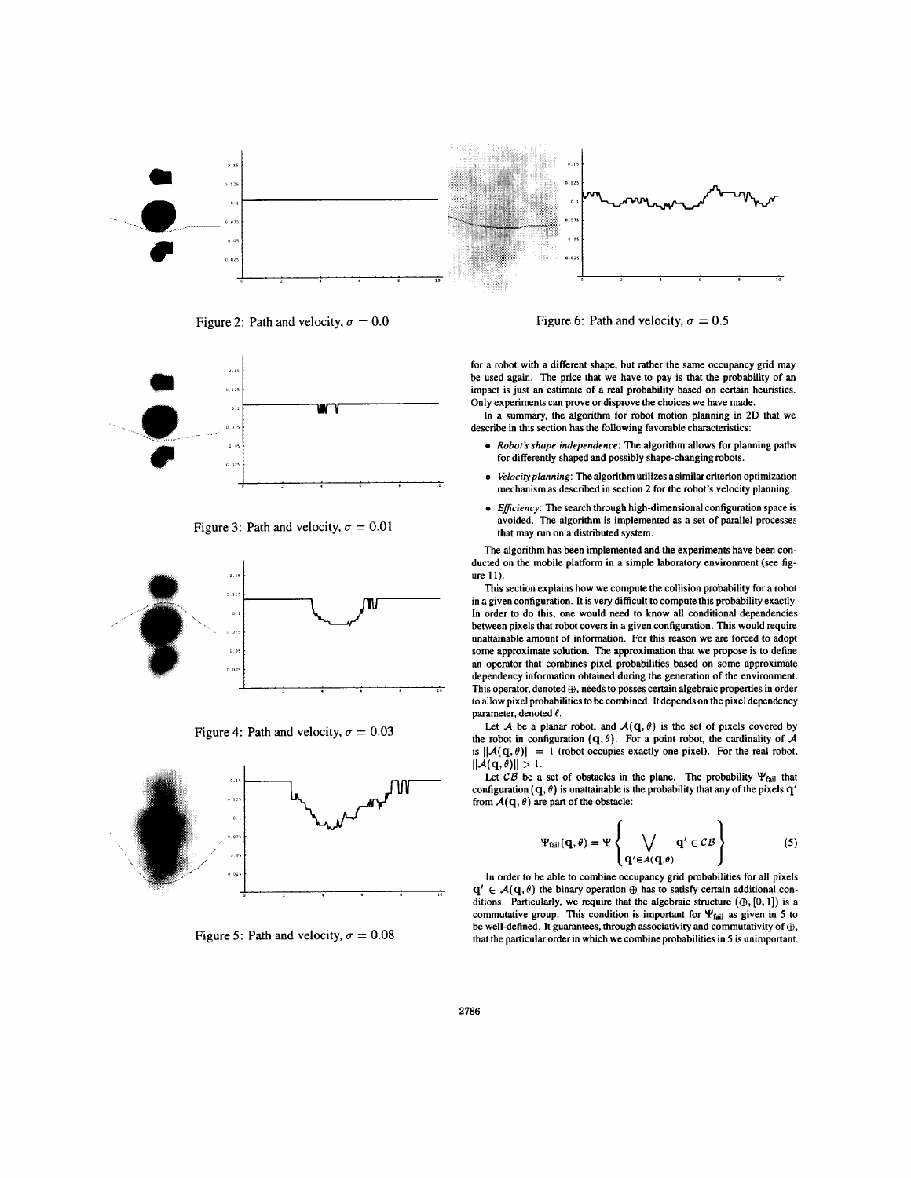Figure 2: Path and velocity, $\sigma = 0.0$

Figure 3: Path and velocity, $\sigma = 0.01$

Figure 4: Path and velocity, $\sigma = 0.03$

Figure 5: Path and velocity, $\sigma = 0.08$

Figure 6: Path and velocity, $\sigma = 0.5$

for a robot with a different shape, but rather the same occupancy grid may be used again. The price that we have to pay is that the probability of an impact is just an estimate of a real probability based on certain heuristics. Only experiments can prove or disprove the choices we have made.

In a summary, the algorithm for robot motion planning in 2D that we describe in this section has the following favorable characteristics:

- *Robot's shape independence*: The algorithm allows for planning paths for differently shaped and possibly shape-changing robots.
- *Velocity planning*: The algorithm utilizes a similar criterion optimization mechanism as described in section 2 for the robot's velocity planning.
- *Efficiency*: The search through high-dimensional configuration space is avoided. The algorithm is implemented as a set of parallel processes that may run on a distributed system.

The algorithm has been implemented and the experiments have been conducted on the mobile platform in a simple laboratory environment (see figure 11).

This section explains how we compute the collision probability for a robot in a given configuration. It is very difficult to compute this probability exactly. In order to do this, one would need to know all conditional dependencies between pixels that robot covers in a given configuration. This would require unattainable amount of information. For this reason we are forced to adopt some approximate solution. The approximation that we propose is to define an operator that combines pixel probabilities based on some approximate dependency information obtained during the generation of the environment. This operator, denoted $\oplus$, needs to posses certain algebraic properties in order to allow pixel probabilities to be combined. It depends on the pixel dependency parameter, denoted $\ell$.

Let $\mathcal{A}$ be a planar robot, and $\mathcal{A}(\mathbf{q}, \theta)$ is the set of pixels covered by the robot in configuration $(\mathbf{q}, \theta)$. For a point robot, the cardinality of $\mathcal{A}$ is $\|\mathcal{A}(\mathbf{q}, \theta)\| = 1$ (robot occupies exactly one pixel). For the real robot, $\|\mathcal{A}(\mathbf{q}, \theta)\| > 1$.

Let $\mathcal{CB}$ be a set of obstacles in the plane. The probability $\Psi_{\text{fail}}$ that configuration $(\mathbf{q}, \theta)$ is unattainable is the probability that any of the pixels $\mathbf{q}'$ from $\mathcal{A}(\mathbf{q}, \theta)$ are part of the obstacle:

$$\Psi_{\text{fail}}(\mathbf{q}, \theta) = \Psi \left\{ \bigvee_{\mathbf{q}' \in \mathcal{A}(\mathbf{q}, \theta)} \mathbf{q}' \in \mathcal{CB} \right\} \tag{5}$$

In order to be able to combine occupancy grid probabilities for all pixels $\mathbf{q}' \in \mathcal{A}(\mathbf{q}, \theta)$ the binary operation $\oplus$ has to satisfy certain additional conditions. Particularly, we require that the algebraic structure $(\oplus, [0, 1])$ is a commutative group. This condition is important for $\Psi_{\text{fail}}$ as given in 5 to be well-defined. It guarantees, through associativity and commutativity of $\oplus$, that the particular order in which we combine probabilities in 5 is unimportant.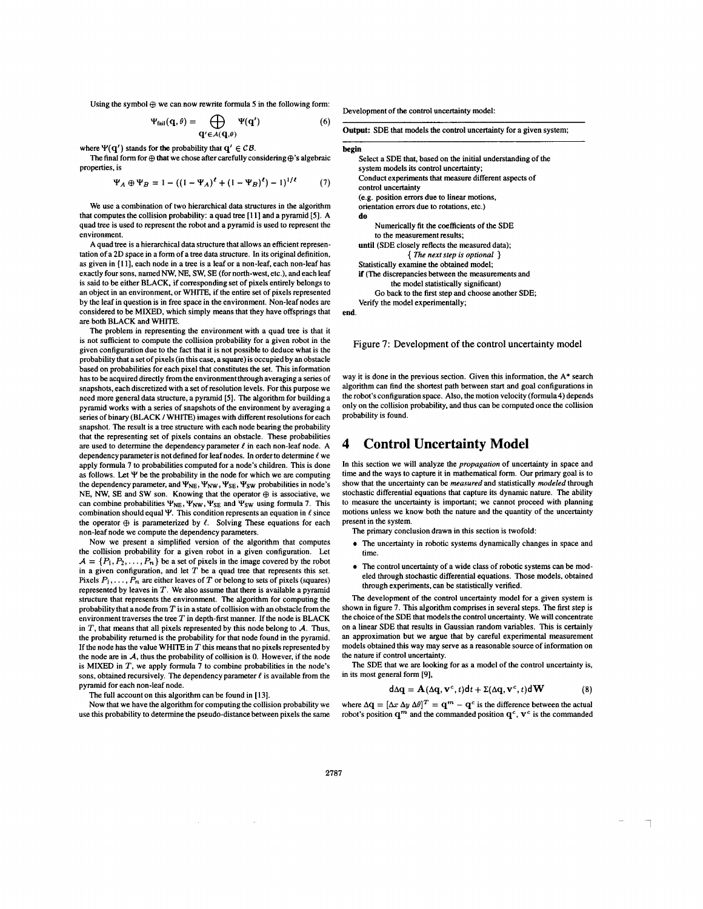Using the symbol $\oplus$ we can now rewrite formula 5 in the following form:

$$\Psi_{\text{fail}}(\mathbf{q}, \theta) = \bigoplus_{\mathbf{q}' \in \mathcal{A}(\mathbf{q}, \theta)} \Psi(\mathbf{q}') \tag{6}$$

where $\Psi(\mathbf{q}')$ stands for the probability that $\mathbf{q}' \in \mathcal{CB}$.

The final form for $\oplus$ that we chose after carefully considering $\oplus$'s algebraic properties, is

$$\Psi_A \oplus \Psi_B = 1 - ((1 - \Psi_A)^\ell + (1 - \Psi_B)^\ell) - 1)^{1/\ell} \tag{7}$$

We use a combination of two hierarchical data structures in the algorithm that computes the collision probability: a quad tree [11] and a pyramid [5]. A quad tree is used to represent the robot and a pyramid is used to represent the environment.

A quad tree is a hierarchical data structure that allows an efficient representation of a 2D space in a form of a tree data structure. In its original definition, as given in [11], each node in a tree is a leaf or a non-leaf, each non-leaf has exactly four sons, named NW, NE, SW, SE (for north-west, etc.), and each leaf is said to be either BLACK, if corresponding set of pixels entirely belongs to an object in an environment, or WHITE, if the entire set of pixels represented by the leaf in question is in free space in the environment. Non-leaf nodes are considered to be MIXED, which simply means that they have offsprings that are both BLACK and WHITE.

The problem in representing the environment with a quad tree is that it is not sufficient to compute the collision probability for a given robot in the given configuration due to the fact that it is not possible to deduce what is the probability that a set of pixels (in this case, a square) is occupied by an obstacle based on probabilities for each pixel that constitutes the set. This information has to be acquired directly from the environment through averaging a series of snapshots, each discretized with a set of resolution levels. For this purpose we need more general data structure, a pyramid [5]. The algorithm for building a pyramid works with a series of snapshots of the environment by averaging a series of binary (BLACK / WHITE) images with different resolutions for each snapshot. The result is a tree structure with each node bearing the probability that the representing set of pixels contains an obstacle. These probabilities are used to determine the dependency parameter $\ell$ in each non-leaf node. A dependency parameter is not defined for leaf nodes. In order to determine $\ell$ we apply formula 7 to probabilities computed for a node's children. This is done as follows. Let $\Psi$ be the probability in the node for which we are computing the dependency parameter, and $\Psi_{\text{NE}}, \Psi_{\text{NW}}, \Psi_{\text{SE}}, \Psi_{\text{SW}}$ probabilities in node's NE, NW, SE and SW son. Knowing that the operator $\oplus$ is associative, we can combine probabilities $\Psi_{\text{NE}}, \Psi_{\text{NW}}, \Psi_{\text{SE}}$ and $\Psi_{\text{SW}}$ using formula 7. This combination should equal $\Psi$. This condition represents an equation in $\ell$ since the operator $\oplus$ is parameterized by $\ell$. Solving These equations for each non-leaf node we compute the dependency parameters.

Now we present a simplified version of the algorithm that computes the collision probability for a given robot in a given configuration. Let $\mathcal{A} = \{P_1, P_2, \ldots, P_n\}$ be a set of pixels in the image covered by the robot in a given configuration, and let $T$ be a quad tree that represents this set. Pixels $P_1, \ldots, P_n$ are either leaves of $T$ or belong to sets of pixels (squares) represented by leaves in $T$. We also assume that there is available a pyramid structure that represents the environment. The algorithm for computing the probability that a node from $T$ is in a state of collision with an obstacle from the environment traverses the tree $T$ in depth-first manner. If the node is BLACK in $T$, that means that all pixels represented by this node belong to $\mathcal{A}$. Thus, the probability returned is the probability for that node found in the pyramid. If the node has the value WHITE in $T$ this means that no pixels represented by the node are in $\mathcal{A}$, thus the probability of collision is 0. However, if the node is MIXED in $T$, we apply formula 7 to combine probabilities in the node's sons, obtained recursively. The dependency parameter $\ell$ is available from the pyramid for each non-leaf node.

The full account on this algorithm can be found in [13].

Now that we have the algorithm for computing the collision probability we use this probability to determine the pseudo-distance between pixels the same way it is done in the previous section. Given this information, the A* search algorithm can find the shortest path between start and goal configurations in the robot's configuration space. Also, the motion velocity (formula 4) depends only on the collision probability, and thus can be computed once the collision probability is found.

Development of the control uncertainty model:

---

**Output:** SDE that models the control uncertainty for a given system;

---

```
begin
    Select a SDE that, based on the initial understanding of the
    system models its control uncertainty;
    Conduct experiments that measure different aspects of
    control uncertainty
    (e.g. position errors due to linear motions,
    orientation errors due to rotations, etc.)
    do
        Numerically fit the coefficients of the SDE
        to the measurement results;
    until (SDE closely reflects the measured data);
                { The next step is optional }
    Statistically examine the obtained model;
    if (The discrepancies between the measurements and
            the model statistically significant)
        Go back to the first step and choose another SDE;
    Verify the model experimentally;
end.
```

Figure 7: Development of the control uncertainty model

# 4 Control Uncertainty Model

In this section we will analyze the *propagation* of uncertainty in space and time and the ways to capture it in mathematical form. Our primary goal is to show that the uncertainty can be *measured* and statistically *modeled* through stochastic differential equations that capture its dynamic nature. The ability to measure the uncertainty is important; we cannot proceed with planning motions unless we know both the nature and the quantity of the uncertainty present in the system.

The primary conclusion drawn in this section is twofold:

- The uncertainty in robotic systems dynamically changes in space and time.
- The control uncertainty of a wide class of robotic systems can be modeled through stochastic differential equations. Those models, obtained through experiments, can be statistically verified.

The development of the control uncertainty model for a given system is shown in figure 7. This algorithm comprises in several steps. The first step is the choice of the SDE that models the control uncertainty. We will concentrate on a linear SDE that results in Gaussian random variables. This is certainly an approximation but we argue that by careful experimental measurement models obtained this way may serve as a reasonable source of information on the nature if control uncertainty.

The SDE that we are looking for as a model of the control uncertainty is, in its most general form [9],

$$\mathrm{d}\Delta\mathbf{q} = \mathbf{A}(\Delta\mathbf{q}, \mathbf{v}^c, t)\mathrm{d}t + \Sigma(\Delta\mathbf{q}, \mathbf{v}^c, t)\mathrm{d}\mathbf{W} \tag{8}$$

where $\Delta\mathbf{q} = [\Delta x \; \Delta y \; \Delta\theta]^T = \mathbf{q}^m - \mathbf{q}^c$ is the difference between the actual robot's position $\mathbf{q}^m$ and the commanded position $\mathbf{q}^c$, $\mathbf{v}^c$ is the commanded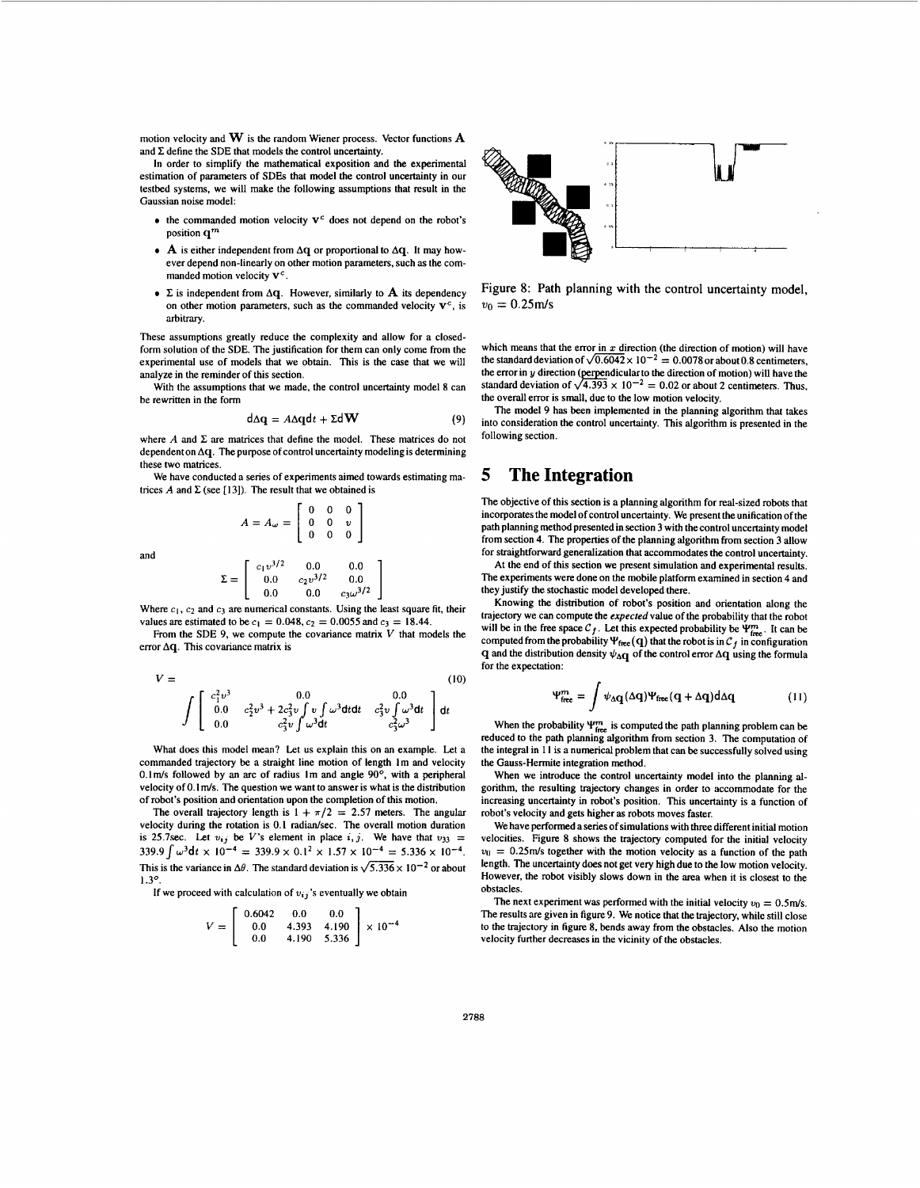motion velocity and $\mathbf{W}$ is the random Wiener process. Vector functions $\mathbf{A}$ and $\Sigma$ define the SDE that models the control uncertainty.

In order to simplify the mathematical exposition and the experimental estimation of parameters of SDEs that model the control uncertainty in our testbed systems, we will make the following assumptions that result in the Gaussian noise model:

- the commanded motion velocity $\mathbf{v}^c$ does not depend on the robot's position $\mathbf{q}^m$
- $\mathbf{A}$ is either independent from $\Delta\mathbf{q}$ or proportional to $\Delta\mathbf{q}$. It may however depend non-linearly on other motion parameters, such as the commanded motion velocity $\mathbf{v}^c$.
- $\Sigma$ is independent from $\Delta\mathbf{q}$. However, similarly to $\mathbf{A}$ its dependency on other motion parameters, such as the commanded velocity $\mathbf{v}^c$, is arbitrary.

These assumptions greatly reduce the complexity and allow for a closed-form solution of the SDE. The justification for them can only come from the experimental use of models that we obtain. This is the case that we will analyze in the reminder of this section.

With the assumptions that we made, the control uncertainty model 8 can be rewritten in the form

$$d\Delta\mathbf{q} = A\Delta\mathbf{q}dt + \Sigma d\mathbf{W} \tag{9}$$

where $A$ and $\Sigma$ are matrices that define the model. These matrices do not dependent on $\Delta\mathbf{q}$. The purpose of control uncertainty modeling is determining these two matrices.

We have conducted a series of experiments aimed towards estimating matrices $A$ and $\Sigma$ (see [13]). The result that we obtained is

$$A = A_\omega = \begin{bmatrix} 0 & 0 & 0 \\ 0 & 0 & v \\ 0 & 0 & 0 \end{bmatrix}$$

and

$$\Sigma = \begin{bmatrix} c_1 v^{3/2} & 0.0 & 0.0 \\ 0.0 & c_2 v^{3/2} & 0.0 \\ 0.0 & 0.0 & c_3 \omega^{3/2} \end{bmatrix}$$

Where $c_1$, $c_2$ and $c_3$ are numerical constants. Using the least square fit, their values are estimated to be $c_1 = 0.048$, $c_2 = 0.0055$ and $c_3 = 18.44$.

From the SDE 9, we compute the covariance matrix $V$ that models the error $\Delta\mathbf{q}$. This covariance matrix is

$$V = \int \begin{bmatrix} c_1^2 v^3 & 0.0 & 0.0 \\ 0.0 & c_2^2 v^3 + 2c_3^2 v \int v \int \omega^3 dt dt & c_3^2 v \int \omega^3 dt \\ 0.0 & c_3^2 v \int \omega^3 dt & c_3^2 \omega^3 \end{bmatrix} dt \tag{10}$$

What does this model mean? Let us explain this on an example. Let a commanded trajectory be a straight line motion of length 1m and velocity 0.1m/s followed by an arc of radius 1m and angle 90°, with a peripheral velocity of 0.1m/s. The question we want to answer is what is the distribution of robot's position and orientation upon the completion of this motion.

The overall trajectory length is $1 + \pi/2 = 2.57$ meters. The angular velocity during the rotation is 0.1 radian/sec. The overall motion duration is 25.7sec. Let $v_{ij}$ be $V$'s element in place $i, j$. We have that $v_{33} = 339.9 \int \omega^3 dt \times 10^{-4} = 339.9 \times 0.1^2 \times 1.57 \times 10^{-4} = 5.336 \times 10^{-4}$. This is the variance in $\Delta\theta$. The standard deviation is $\sqrt{5.336} \times 10^{-2}$ or about 1.3°.

If we proceed with calculation of $v_{ij}$'s eventually we obtain

$$V = \begin{bmatrix} 0.6042 & 0.0 & 0.0 \\ 0.0 & 4.393 & 4.190 \\ 0.0 & 4.190 & 5.336 \end{bmatrix} \times 10^{-4}$$

Figure 8: Path planning with the control uncertainty model, $v_0 = 0.25$m/s

which means that the error in $x$ direction (the direction of motion) will have the standard deviation of $\sqrt{0.6042} \times 10^{-2} = 0.0078$ or about 0.8 centimeters, the error in $y$ direction (perpendicular to the direction of motion) will have the standard deviation of $\sqrt{4.393} \times 10^{-2} = 0.02$ or about 2 centimeters. Thus, the overall error is small, due to the low motion velocity.

The model 9 has been implemented in the planning algorithm that takes into consideration the control uncertainty. This algorithm is presented in the following section.

## 5 The Integration

The objective of this section is a planning algorithm for real-sized robots that incorporates the model of control uncertainty. We present the unification of the path planning method presented in section 3 with the control uncertainty model from section 4. The properties of the planning algorithm from section 3 allow for straightforward generalization that accommodates the control uncertainty.

At the end of this section we present simulation and experimental results. The experiments were done on the mobile platform examined in section 4 and they justify the stochastic model developed there.

Knowing the distribution of robot's position and orientation along the trajectory we can compute the *expected* value of the probability that the robot will be in the free space $\mathcal{C}_f$. Let this expected probability be $\Psi^m_{\text{free}}$. It can be computed from the probability $\Psi_{\text{free}}(\mathbf{q})$ that the robot is in $\mathcal{C}_f$ in configuration $\mathbf{q}$ and the distribution density $\psi_{\Delta\mathbf{q}}$ of the control error $\Delta\mathbf{q}$ using the formula for the expectation:

$$\Psi^m_{\text{free}} = \int \psi_{\Delta\mathbf{q}}(\Delta\mathbf{q})\Psi_{\text{free}}(\mathbf{q} + \Delta\mathbf{q})d\Delta\mathbf{q} \tag{11}$$

When the probability $\Psi^m_{\text{free}}$ is computed the path planning problem can be reduced to the path planning algorithm from section 3. The computation of the integral in 11 is a numerical problem that can be successfully solved using the Gauss-Hermite integration method.

When we introduce the control uncertainty model into the planning algorithm, the resulting trajectory changes in order to accommodate for the increasing uncertainty in robot's position. This uncertainty is a function of robot's velocity and gets higher as robots moves faster.

We have performed a series of simulations with three different initial motion velocities. Figure 8 shows the trajectory computed for the initial velocity $v_0 = 0.25$m/s together with the motion velocity as a function of the path length. The uncertainty does not get very high due to the low motion velocity. However, the robot visibly slows down in the area when it is closest to the obstacles.

The next experiment was performed with the initial velocity $v_0 = 0.5$m/s. The results are given in figure 9. We notice that the trajectory, while still close to the trajectory in figure 8, bends away from the obstacles. Also the motion velocity further decreases in the vicinity of the obstacles.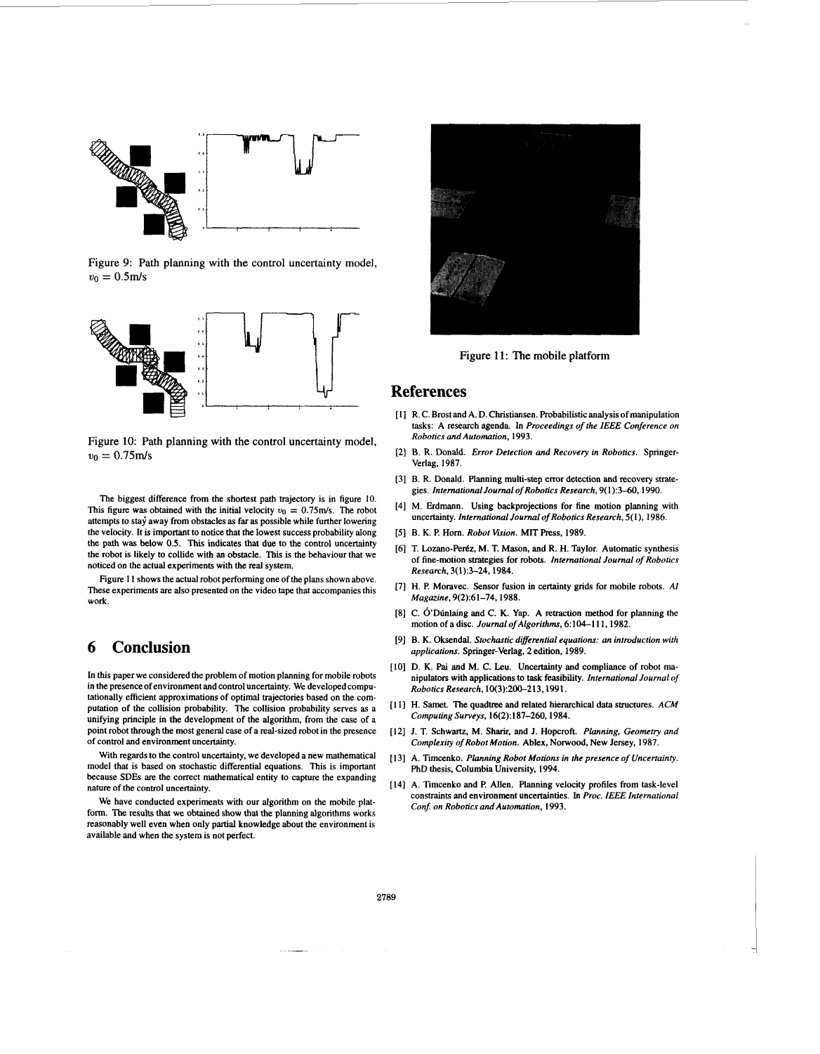Figure 9: Path planning with the control uncertainty model, $v_0 = 0.5$m/s

Figure 10: Path planning with the control uncertainty model, $v_0 = 0.75$m/s

The biggest difference from the shortest path trajectory is in figure 10. This figure was obtained with the initial velocity $v_0 = 0.75$m/s. The robot attempts to stay away from obstacles as far as possible while further lowering the velocity. It is important to notice that the lowest success probability along the path was below 0.5. This indicates that due to the control uncertainty the robot is likely to collide with an obstacle. This is the behaviour that we noticed on the actual experiments with the real system.

Figure 11 shows the actual robot performing one of the plans shown above. These experiments are also presented on the video tape that accompanies this work.

# 6 Conclusion

In this paper we considered the problem of motion planning for mobile robots in the presence of environment and control uncertainty. We developed computationally efficient approximations of optimal trajectories based on the computation of the collision probability. The collision probability serves as a unifying principle in the development of the algorithm, from the case of a point robot through the most general case of a real-sized robot in the presence of control and environment uncertainty.

With regards to the control uncertainty, we developed a new mathematical model that is based on stochastic differential equations. This is important because SDEs are the correct mathematical entity to capture the expanding nature of the control uncertainty.

We have conducted experiments with our algorithm on the mobile platform. The results that we obtained show that the planning algorithms works reasonably well even when only partial knowledge about the environment is available and when the system is not perfect.

Figure 11: The mobile platform

# References

[1] R. C. Brost and A. D. Christiansen. Probabilistic analysis of manipulation tasks: A research agenda. In *Proceedings of the IEEE Conference on Robotics and Automation*, 1993.

[2] B. R. Donald. *Error Detection and Recovery in Robotics*. Springer-Verlag, 1987.

[3] B. R. Donald. Planning multi-step error detection and recovery strategies. *International Journal of Robotics Research*, 9(1):3–60, 1990.

[4] M. Erdmann. Using backprojections for fine motion planning with uncertainty. *International Journal of Robotics Research*, 5(1), 1986.

[5] B. K. P. Horn. *Robot Vision*. MIT Press, 1989.

[6] T. Lozano-Peréz, M. T. Mason, and R. H. Taylor. Automatic synthesis of fine-motion strategies for robots. *International Journal of Robotics Research*, 3(1):3–24, 1984.

[7] H. P. Moravec. Sensor fusion in certainty grids for mobile robots. *AI Magazine*, 9(2):61–74, 1988.

[8] C. Ó'Dúnlaing and C. K. Yap. A retraction method for planning the motion of a disc. *Journal of Algorithms*, 6:104–111, 1982.

[9] B. K. Oksendal. *Stochastic differential equations: an introduction with applications*. Springer-Verlag, 2 edition, 1989.

[10] D. K. Pai and M. C. Leu. Uncertainty and compliance of robot manipulators with applications to task feasibility. *International Journal of Robotics Research*, 10(3):200–213, 1991.

[11] H. Samet. The quadtree and related hierarchical data structures. *ACM Computing Surveys*, 16(2):187–260, 1984.

[12] J. T. Schwartz, M. Sharir, and J. Hopcroft. *Planning, Geometry and Complexity of Robot Motion*. Ablex, Norwood, New Jersey, 1987.

[13] A. Timcenko. *Planning Robot Motions in the presence of Uncertainty*. PhD thesis, Columbia University, 1994.

[14] A. Timcenko and P. Allen. Planning velocity profiles from task-level constraints and environment uncertainties. In *Proc. IEEE International Conf. on Robotics and Automation*, 1993.